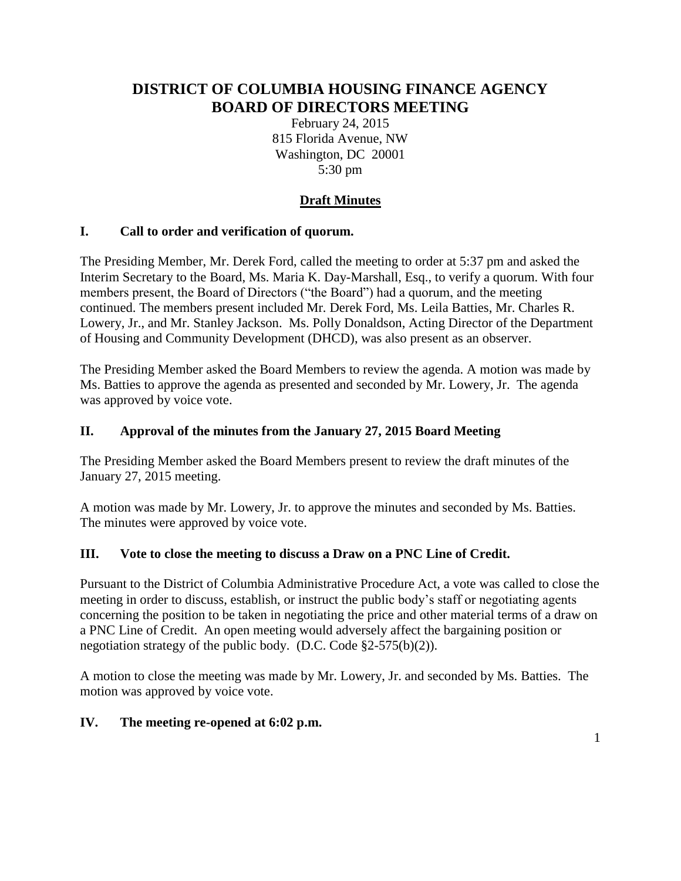# DISTRICT OF COLUMBIA HOUSING FINANCE AGENCY BOARD OF DIRECTORS MEETING

February 24, 2015
815 Florida Avenue, NW
Washington, DC 20001
5:30 pm

## Draft Minutes

### I. Call to order and verification of quorum.

The Presiding Member, Mr. Derek Ford, called the meeting to order at 5:37 pm and asked the Interim Secretary to the Board, Ms. Maria K. Day-Marshall, Esq., to verify a quorum. With four members present, the Board of Directors ("the Board") had a quorum, and the meeting continued. The members present included Mr. Derek Ford, Ms. Leila Batties, Mr. Charles R. Lowery, Jr., and Mr. Stanley Jackson. Ms. Polly Donaldson, Acting Director of the Department of Housing and Community Development (DHCD), was also present as an observer.

The Presiding Member asked the Board Members to review the agenda. A motion was made by Ms. Batties to approve the agenda as presented and seconded by Mr. Lowery, Jr. The agenda was approved by voice vote.

### II. Approval of the minutes from the January 27, 2015 Board Meeting

The Presiding Member asked the Board Members present to review the draft minutes of the January 27, 2015 meeting.

A motion was made by Mr. Lowery, Jr. to approve the minutes and seconded by Ms. Batties. The minutes were approved by voice vote.

### III. Vote to close the meeting to discuss a Draw on a PNC Line of Credit.

Pursuant to the District of Columbia Administrative Procedure Act, a vote was called to close the meeting in order to discuss, establish, or instruct the public body's staff or negotiating agents concerning the position to be taken in negotiating the price and other material terms of a draw on a PNC Line of Credit. An open meeting would adversely affect the bargaining position or negotiation strategy of the public body. (D.C. Code §2-575(b)(2)).

A motion to close the meeting was made by Mr. Lowery, Jr. and seconded by Ms. Batties. The motion was approved by voice vote.

### IV. The meeting re-opened at 6:02 p.m.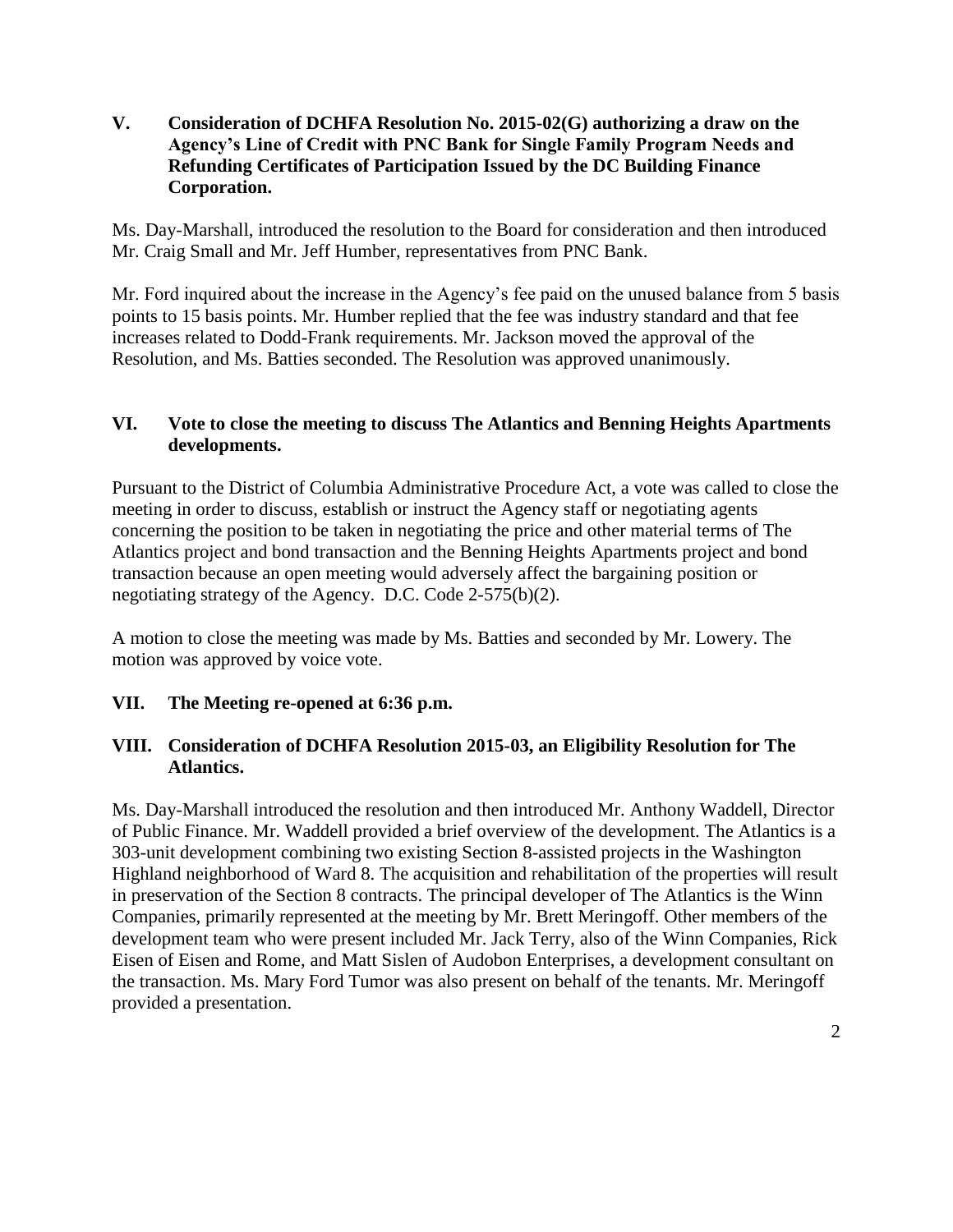**V. Consideration of DCHFA Resolution No. 2015-02(G) authorizing a draw on the Agency's Line of Credit with PNC Bank for Single Family Program Needs and Refunding Certificates of Participation Issued by the DC Building Finance Corporation.**

Ms. Day-Marshall, introduced the resolution to the Board for consideration and then introduced Mr. Craig Small and Mr. Jeff Humber, representatives from PNC Bank.

Mr. Ford inquired about the increase in the Agency's fee paid on the unused balance from 5 basis points to 15 basis points. Mr. Humber replied that the fee was industry standard and that fee increases related to Dodd-Frank requirements. Mr. Jackson moved the approval of the Resolution, and Ms. Batties seconded. The Resolution was approved unanimously.

**VI. Vote to close the meeting to discuss The Atlantics and Benning Heights Apartments developments.**

Pursuant to the District of Columbia Administrative Procedure Act, a vote was called to close the meeting in order to discuss, establish or instruct the Agency staff or negotiating agents concerning the position to be taken in negotiating the price and other material terms of The Atlantics project and bond transaction and the Benning Heights Apartments project and bond transaction because an open meeting would adversely affect the bargaining position or negotiating strategy of the Agency. D.C. Code 2-575(b)(2).

A motion to close the meeting was made by Ms. Batties and seconded by Mr. Lowery. The motion was approved by voice vote.

**VII. The Meeting re-opened at 6:36 p.m.**

**VIII. Consideration of DCHFA Resolution 2015-03, an Eligibility Resolution for The Atlantics.**

Ms. Day-Marshall introduced the resolution and then introduced Mr. Anthony Waddell, Director of Public Finance. Mr. Waddell provided a brief overview of the development. The Atlantics is a 303-unit development combining two existing Section 8-assisted projects in the Washington Highland neighborhood of Ward 8. The acquisition and rehabilitation of the properties will result in preservation of the Section 8 contracts. The principal developer of The Atlantics is the Winn Companies, primarily represented at the meeting by Mr. Brett Meringoff. Other members of the development team who were present included Mr. Jack Terry, also of the Winn Companies, Rick Eisen of Eisen and Rome, and Matt Sislen of Audobon Enterprises, a development consultant on the transaction. Ms. Mary Ford Tumor was also present on behalf of the tenants. Mr. Meringoff provided a presentation.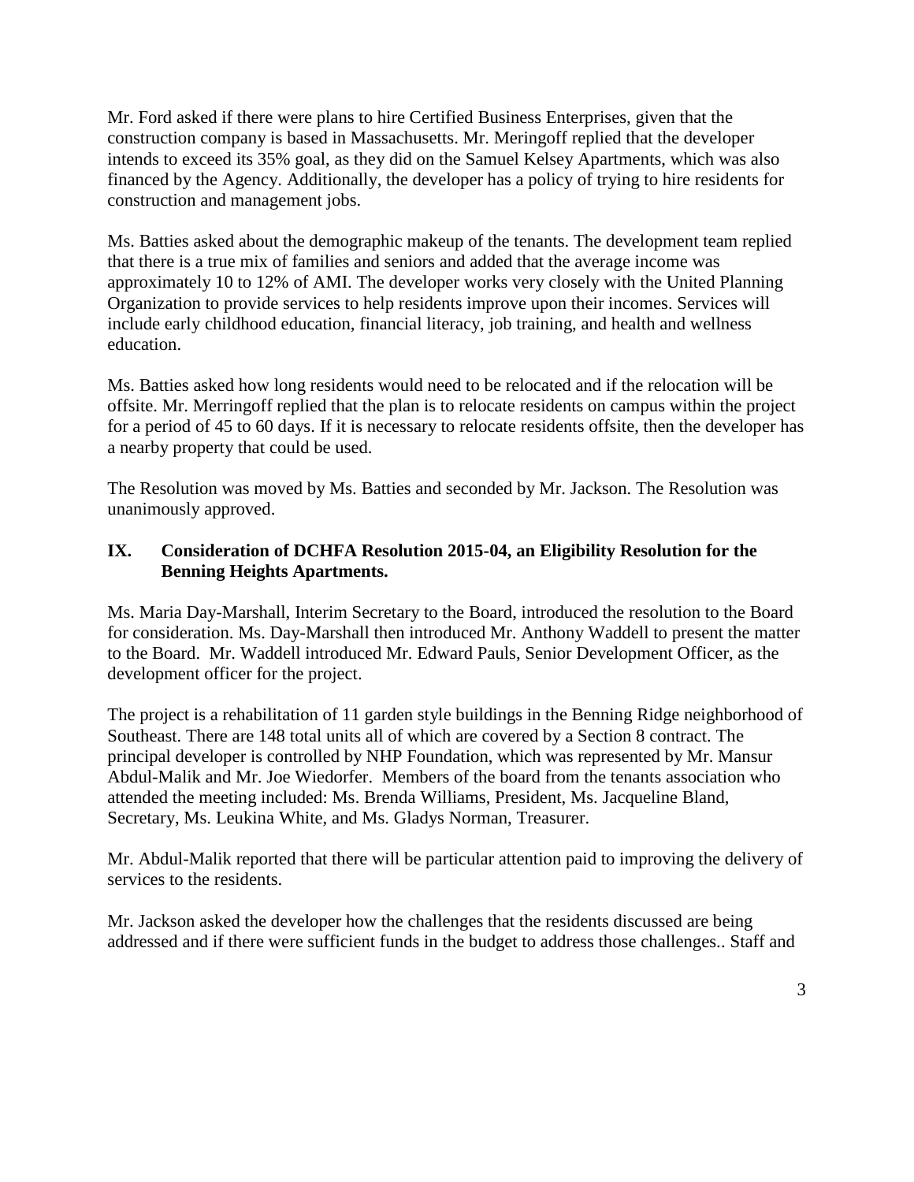Mr. Ford asked if there were plans to hire Certified Business Enterprises, given that the construction company is based in Massachusetts. Mr. Meringoff replied that the developer intends to exceed its 35% goal, as they did on the Samuel Kelsey Apartments, which was also financed by the Agency. Additionally, the developer has a policy of trying to hire residents for construction and management jobs.

Ms. Batties asked about the demographic makeup of the tenants. The development team replied that there is a true mix of families and seniors and added that the average income was approximately 10 to 12% of AMI. The developer works very closely with the United Planning Organization to provide services to help residents improve upon their incomes. Services will include early childhood education, financial literacy, job training, and health and wellness education.

Ms. Batties asked how long residents would need to be relocated and if the relocation will be offsite. Mr. Merringoff replied that the plan is to relocate residents on campus within the project for a period of 45 to 60 days. If it is necessary to relocate residents offsite, then the developer has a nearby property that could be used.

The Resolution was moved by Ms. Batties and seconded by Mr. Jackson. The Resolution was unanimously approved.

## IX. Consideration of DCHFA Resolution 2015-04, an Eligibility Resolution for the Benning Heights Apartments.

Ms. Maria Day-Marshall, Interim Secretary to the Board, introduced the resolution to the Board for consideration. Ms. Day-Marshall then introduced Mr. Anthony Waddell to present the matter to the Board. Mr. Waddell introduced Mr. Edward Pauls, Senior Development Officer, as the development officer for the project.

The project is a rehabilitation of 11 garden style buildings in the Benning Ridge neighborhood of Southeast. There are 148 total units all of which are covered by a Section 8 contract. The principal developer is controlled by NHP Foundation, which was represented by Mr. Mansur Abdul-Malik and Mr. Joe Wiedorfer. Members of the board from the tenants association who attended the meeting included: Ms. Brenda Williams, President, Ms. Jacqueline Bland, Secretary, Ms. Leukina White, and Ms. Gladys Norman, Treasurer.

Mr. Abdul-Malik reported that there will be particular attention paid to improving the delivery of services to the residents.

Mr. Jackson asked the developer how the challenges that the residents discussed are being addressed and if there were sufficient funds in the budget to address those challenges.. Staff and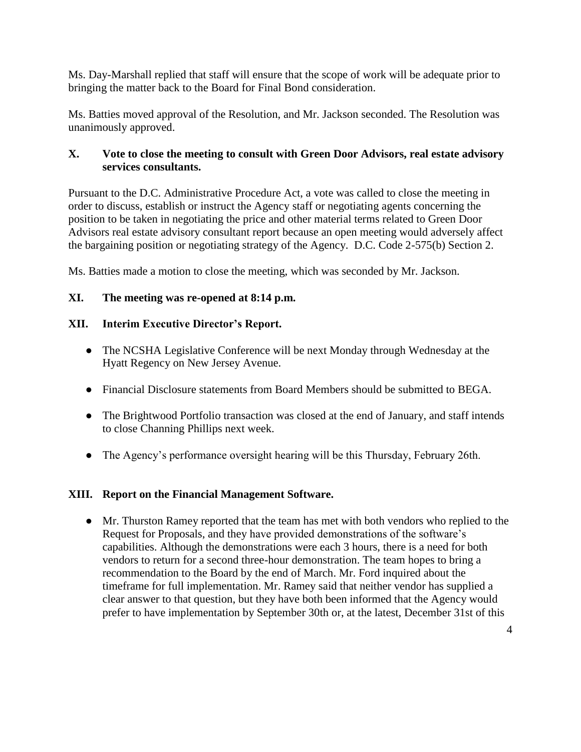Ms. Day-Marshall replied that staff will ensure that the scope of work will be adequate prior to bringing the matter back to the Board for Final Bond consideration.

Ms. Batties moved approval of the Resolution, and Mr. Jackson seconded. The Resolution was unanimously approved.

## X. Vote to close the meeting to consult with Green Door Advisors, real estate advisory services consultants.

Pursuant to the D.C. Administrative Procedure Act, a vote was called to close the meeting in order to discuss, establish or instruct the Agency staff or negotiating agents concerning the position to be taken in negotiating the price and other material terms related to Green Door Advisors real estate advisory consultant report because an open meeting would adversely affect the bargaining position or negotiating strategy of the Agency. D.C. Code 2-575(b) Section 2.

Ms. Batties made a motion to close the meeting, which was seconded by Mr. Jackson.

## XI. The meeting was re-opened at 8:14 p.m.

## XII. Interim Executive Director's Report.

- The NCSHA Legislative Conference will be next Monday through Wednesday at the Hyatt Regency on New Jersey Avenue.
- Financial Disclosure statements from Board Members should be submitted to BEGA.
- The Brightwood Portfolio transaction was closed at the end of January, and staff intends to close Channing Phillips next week.
- The Agency's performance oversight hearing will be this Thursday, February 26th.

## XIII. Report on the Financial Management Software.

- Mr. Thurston Ramey reported that the team has met with both vendors who replied to the Request for Proposals, and they have provided demonstrations of the software's capabilities. Although the demonstrations were each 3 hours, there is a need for both vendors to return for a second three-hour demonstration. The team hopes to bring a recommendation to the Board by the end of March. Mr. Ford inquired about the timeframe for full implementation. Mr. Ramey said that neither vendor has supplied a clear answer to that question, but they have both been informed that the Agency would prefer to have implementation by September 30th or, at the latest, December 31st of this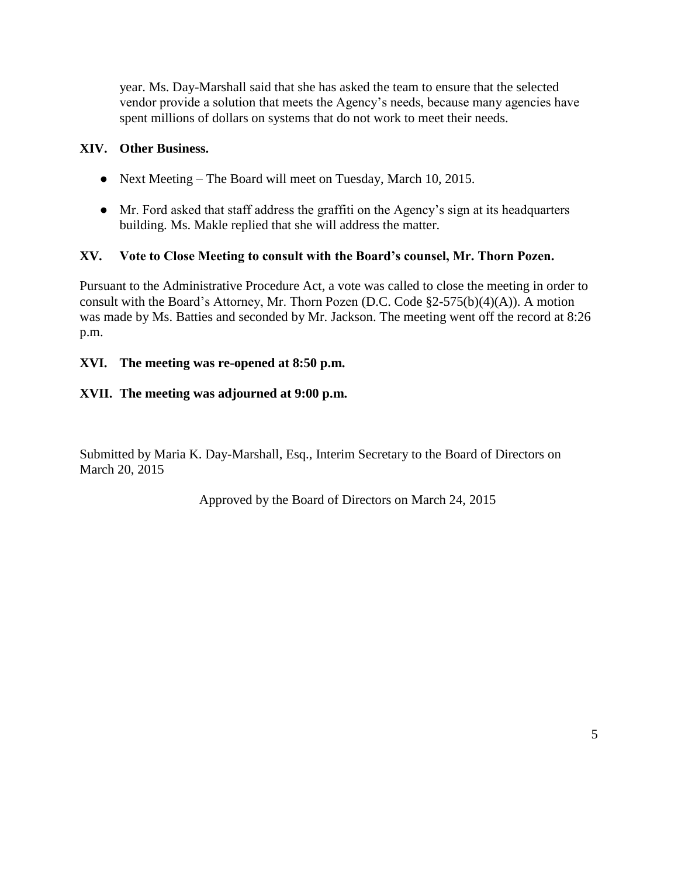year. Ms. Day-Marshall said that she has asked the team to ensure that the selected vendor provide a solution that meets the Agency's needs, because many agencies have spent millions of dollars on systems that do not work to meet their needs.

**XIV. Other Business.**

- Next Meeting – The Board will meet on Tuesday, March 10, 2015.
- Mr. Ford asked that staff address the graffiti on the Agency's sign at its headquarters building. Ms. Makle replied that she will address the matter.

**XV. Vote to Close Meeting to consult with the Board's counsel, Mr. Thorn Pozen.**

Pursuant to the Administrative Procedure Act, a vote was called to close the meeting in order to consult with the Board's Attorney, Mr. Thorn Pozen (D.C. Code §2-575(b)(4)(A)). A motion was made by Ms. Batties and seconded by Mr. Jackson. The meeting went off the record at 8:26 p.m.

**XVI. The meeting was re-opened at 8:50 p.m.**

**XVII. The meeting was adjourned at 9:00 p.m.**

Submitted by Maria K. Day-Marshall, Esq., Interim Secretary to the Board of Directors on March 20, 2015

Approved by the Board of Directors on March 24, 2015